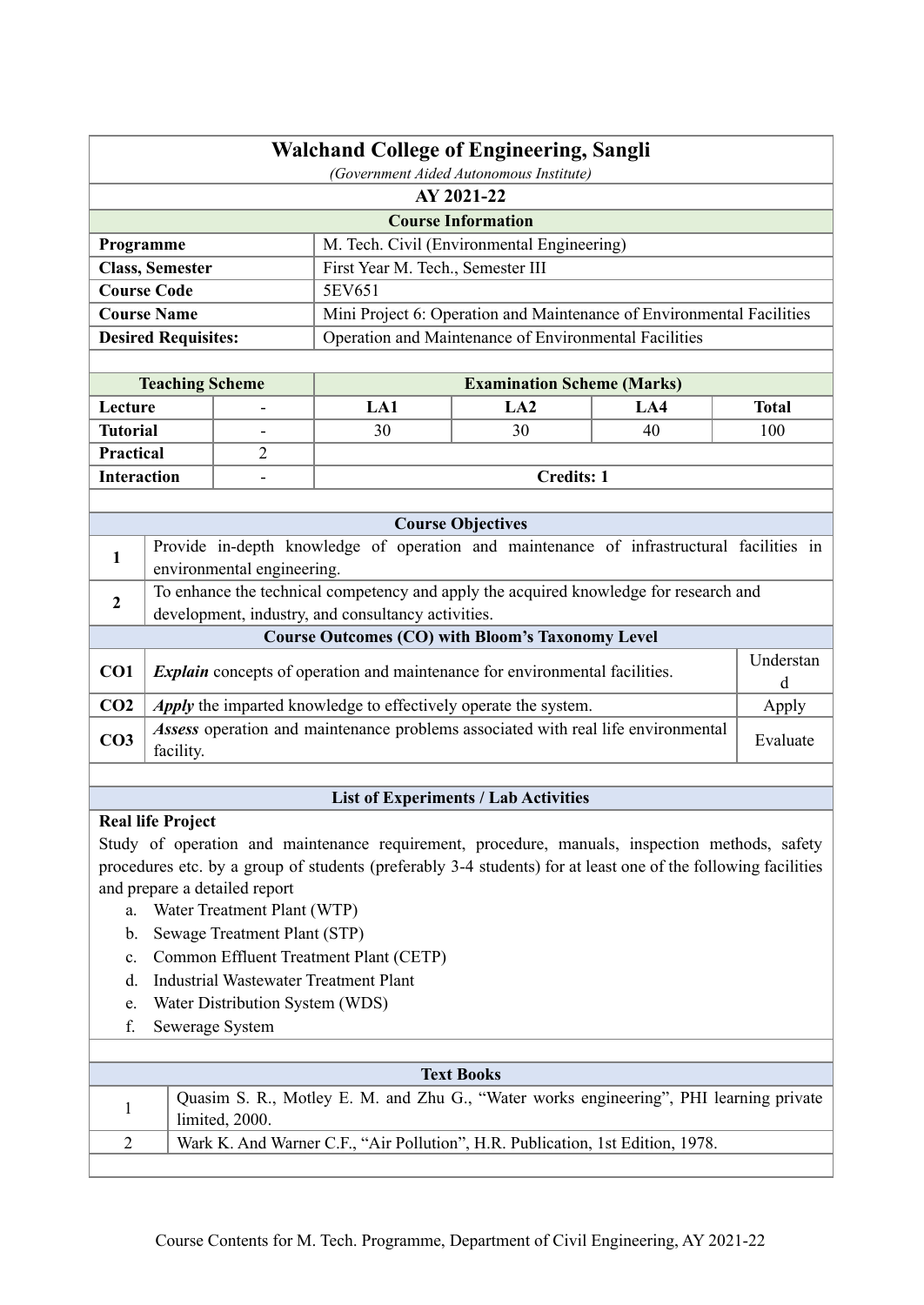# Walchand College of Engineering, Sangli

*(Government Aided Autonomous Institute)*

**AY 2021-22**

## Course Information

| | |
|---|---|
| **Programme** | M. Tech. Civil (Environmental Engineering) |
| **Class, Semester** | First Year M. Tech., Semester III |
| **Course Code** | 5EV651 |
| **Course Name** | Mini Project 6: Operation and Maintenance of Environmental Facilities |
| **Desired Requisites:** | Operation and Maintenance of Environmental Facilities |

| **Teaching Scheme** | | **Examination Scheme (Marks)** | | | |
|---|---|---|---|---|---|
| **Lecture** | - | **LA1** | **LA2** | **LA4** | **Total** |
| **Tutorial** | - | 30 | 30 | 40 | 100 |
| **Practical** | 2 | | | | |
| **Interaction** | - | **Credits: 1** | | | |

## Course Objectives

| | |
|---|---|
| 1 | Provide in-depth knowledge of operation and maintenance of infrastructural facilities in environmental engineering. |
| 2 | To enhance the technical competency and apply the acquired knowledge for research and development, industry, and consultancy activities. |

## Course Outcomes (CO) with Bloom's Taxonomy Level

| | | |
|---|---|---|
| **CO1** | ***Explain*** concepts of operation and maintenance for environmental facilities. | Understand |
| **CO2** | ***Apply*** the imparted knowledge to effectively operate the system. | Apply |
| **CO3** | ***Assess*** operation and maintenance problems associated with real life environmental facility. | Evaluate |

## List of Experiments / Lab Activities

**Real life Project**

Study of operation and maintenance requirement, procedure, manuals, inspection methods, safety procedures etc. by a group of students (preferably 3-4 students) for at least one of the following facilities and prepare a detailed report

a. Water Treatment Plant (WTP)
b. Sewage Treatment Plant (STP)
c. Common Effluent Treatment Plant (CETP)
d. Industrial Wastewater Treatment Plant
e. Water Distribution System (WDS)
f. Sewerage System

## Text Books

| | |
|---|---|
| 1 | Quasim S. R., Motley E. M. and Zhu G., "Water works engineering", PHI learning private limited, 2000. |
| 2 | Wark K. And Warner C.F., "Air Pollution", H.R. Publication, 1st Edition, 1978. |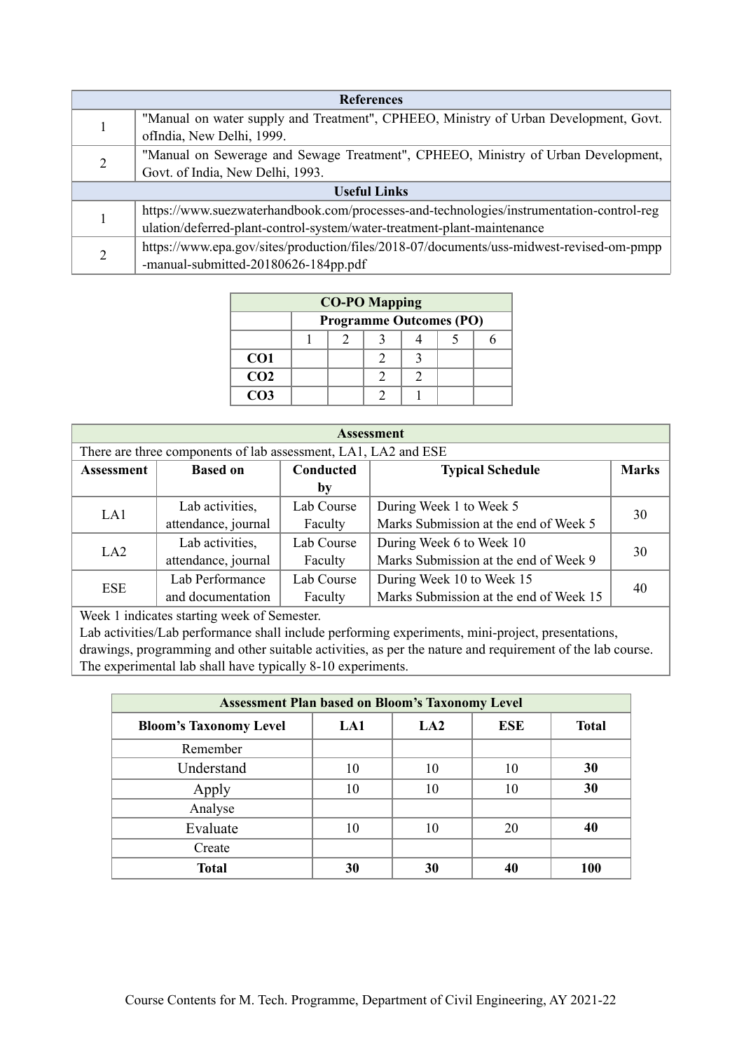| References | |
|---|---|
| 1 | "Manual on water supply and Treatment", CPHEEO, Ministry of Urban Development, Govt. ofIndia, New Delhi, 1999. |
| 2 | "Manual on Sewerage and Sewage Treatment", CPHEEO, Ministry of Urban Development, Govt. of India, New Delhi, 1993. |
| **Useful Links** | |
| 1 | https://www.suezwaterhandbook.com/processes-and-technologies/instrumentation-control-regulation/deferred-plant-control-system/water-treatment-plant-maintenance |
| 2 | https://www.epa.gov/sites/production/files/2018-07/documents/uss-midwest-revised-om-pmpp-manual-submitted-20180626-184pp.pdf |

| CO-PO Mapping | | | | | | |
|---|---|---|---|---|---|---|
| | **Programme Outcomes (PO)** | | | | | |
| | 1 | 2 | 3 | 4 | 5 | 6 |
| **CO1** | | | 2 | 3 | | |
| **CO2** | | | 2 | 2 | | |
| **CO3** | | | 2 | 1 | | |

**Assessment**

There are three components of lab assessment, LA1, LA2 and ESE

| Assessment | Based on | Conducted by | Typical Schedule | Marks |
|---|---|---|---|---|
| LA1 | Lab activities, attendance, journal | Lab Course Faculty | During Week 1 to Week 5<br>Marks Submission at the end of Week 5 | 30 |
| LA2 | Lab activities, attendance, journal | Lab Course Faculty | During Week 6 to Week 10<br>Marks Submission at the end of Week 9 | 30 |
| ESE | Lab Performance and documentation | Lab Course Faculty | During Week 10 to Week 15<br>Marks Submission at the end of Week 15 | 40 |

Week 1 indicates starting week of Semester.
Lab activities/Lab performance shall include performing experiments, mini-project, presentations, drawings, programming and other suitable activities, as per the nature and requirement of the lab course. The experimental lab shall have typically 8-10 experiments.

**Assessment Plan based on Bloom's Taxonomy Level**

| Bloom's Taxonomy Level | LA1 | LA2 | ESE | Total |
|---|---|---|---|---|
| Remember | | | | |
| Understand | 10 | 10 | 10 | **30** |
| Apply | 10 | 10 | 10 | **30** |
| Analyse | | | | |
| Evaluate | 10 | 10 | 20 | **40** |
| Create | | | | |
| **Total** | **30** | **30** | **40** | **100** |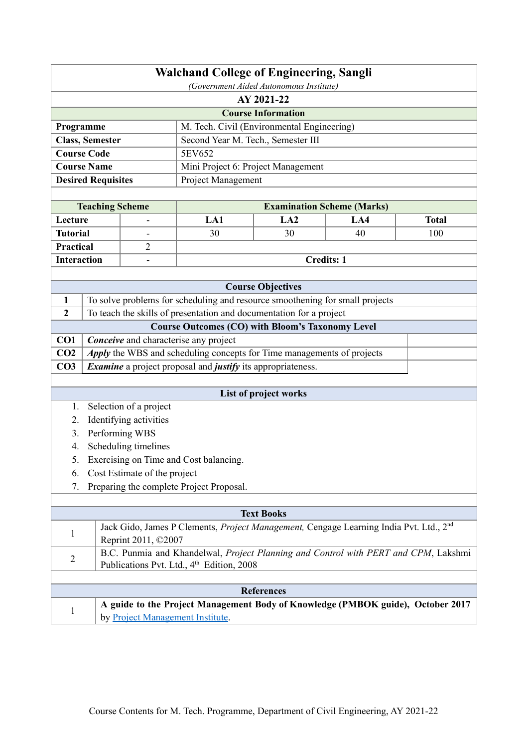# Walchand College of Engineering, Sangli

*(Government Aided Autonomous Institute)*

**AY 2021-22**

## Course Information

| | |
|---|---|
| **Programme** | M. Tech. Civil (Environmental Engineering) |
| **Class, Semester** | Second Year M. Tech., Semester III |
| **Course Code** | 5EV652 |
| **Course Name** | Mini Project 6: Project Management |
| **Desired Requisites** | Project Management |

| **Teaching Scheme** | | **Examination Scheme (Marks)** | | | |
|---|---|---|---|---|---|
| **Lecture** | - | **LA1** | **LA2** | **LA4** | **Total** |
| **Tutorial** | - | 30 | 30 | 40 | 100 |
| **Practical** | 2 | | | | |
| **Interaction** | - | **Credits: 1** | | | |

## Course Objectives

| | |
|---|---|
| **1** | To solve problems for scheduling and resource smoothening for small projects |
| **2** | To teach the skills of presentation and documentation for a project |

## Course Outcomes (CO) with Bloom's Taxonomy Level

| | | |
|---|---|---|
| **CO1** | ***Conceive*** and characterise any project | |
| **CO2** | ***Apply*** the WBS and scheduling concepts for Time managements of projects | |
| **CO3** | ***Examine*** a project proposal and ***justify*** its appropriateness. | |

## List of project works

1. Selection of a project
2. Identifying activities
3. Performing WBS
4. Scheduling timelines
5. Exercising on Time and Cost balancing.
6. Cost Estimate of the project
7. Preparing the complete Project Proposal.

## Text Books

| | |
|---|---|
| 1 | Jack Gido, James P Clements, *Project Management,* Cengage Learning India Pvt. Ltd., 2nd Reprint 2011, ©2007 |
| 2 | B.C. Punmia and Khandelwal, *Project Planning and Control with PERT and CPM*, Lakshmi Publications Pvt. Ltd., 4th Edition, 2008 |

## References

| | |
|---|---|
| 1 | **A guide to the Project Management Body of Knowledge (PMBOK guide), October 2017** by Project Management Institute. |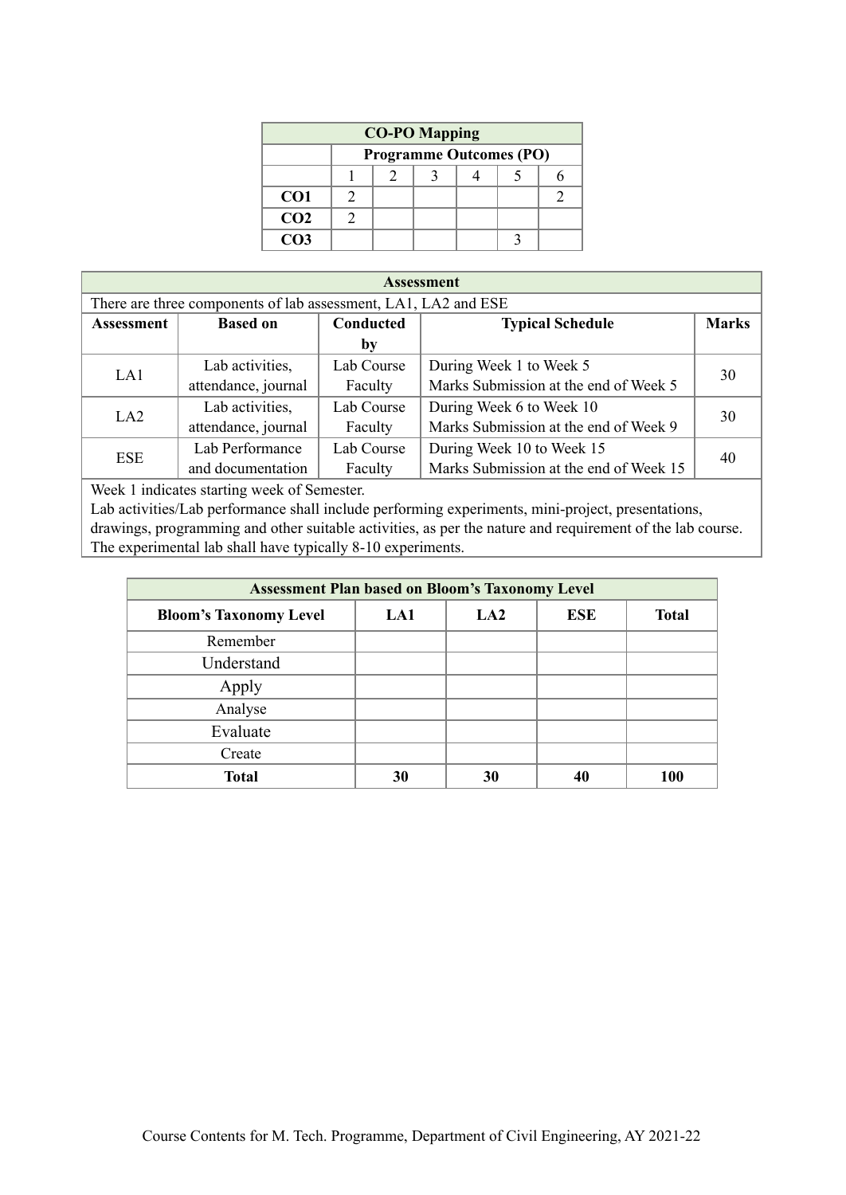| CO-PO Mapping | | | | | | |
|---|---|---|---|---|---|---|
| | Programme Outcomes (PO) | | | | | |
| | 1 | 2 | 3 | 4 | 5 | 6 |
| **CO1** | 2 | | | | | 2 |
| **CO2** | 2 | | | | | |
| **CO3** | | | | | 3 | |

| Assessment | | | | |
|---|---|---|---|---|
| There are three components of lab assessment, LA1, LA2 and ESE | | | | |
| **Assessment** | **Based on** | **Conducted by** | **Typical Schedule** | **Marks** |
| LA1 | Lab activities, attendance, journal | Lab Course Faculty | During Week 1 to Week 5<br>Marks Submission at the end of Week 5 | 30 |
| LA2 | Lab activities, attendance, journal | Lab Course Faculty | During Week 6 to Week 10<br>Marks Submission at the end of Week 9 | 30 |
| ESE | Lab Performance and documentation | Lab Course Faculty | During Week 10 to Week 15<br>Marks Submission at the end of Week 15 | 40 |

Week 1 indicates starting week of Semester.
Lab activities/Lab performance shall include performing experiments, mini-project, presentations, drawings, programming and other suitable activities, as per the nature and requirement of the lab course. The experimental lab shall have typically 8-10 experiments.

| Assessment Plan based on Bloom's Taxonomy Level | | | | |
|---|---|---|---|---|
| **Bloom's Taxonomy Level** | **LA1** | **LA2** | **ESE** | **Total** |
| Remember | | | | |
| Understand | | | | |
| Apply | | | | |
| Analyse | | | | |
| Evaluate | | | | |
| Create | | | | |
| **Total** | **30** | **30** | **40** | **100** |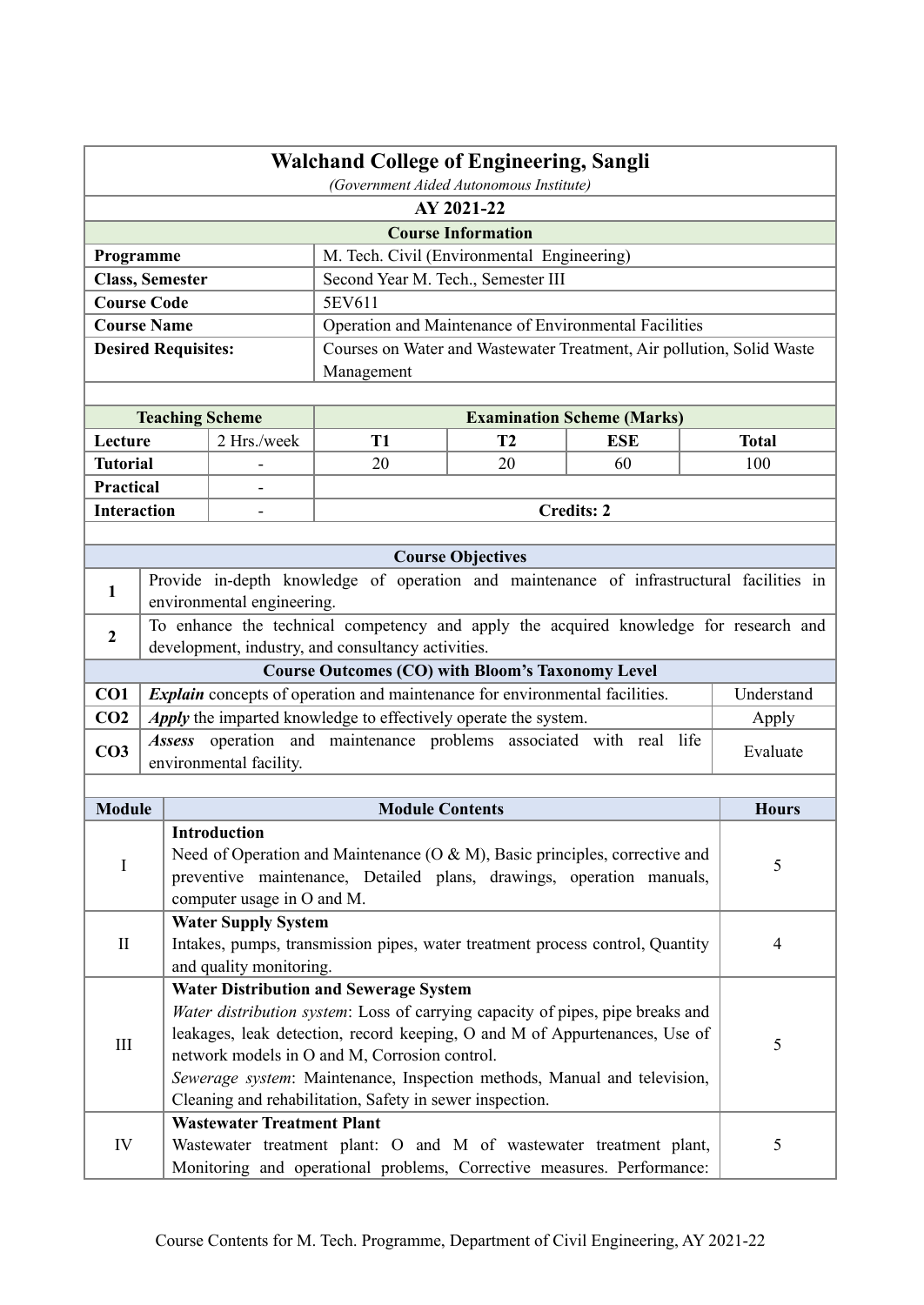# Walchand College of Engineering, Sangli

*(Government Aided Autonomous Institute)*

**AY 2021-22**

## Course Information

| | |
|---|---|
| **Programme** | M. Tech. Civil (Environmental Engineering) |
| **Class, Semester** | Second Year M. Tech., Semester III |
| **Course Code** | 5EV611 |
| **Course Name** | Operation and Maintenance of Environmental Facilities |
| **Desired Requisites:** | Courses on Water and Wastewater Treatment, Air pollution, Solid Waste Management |

| Teaching Scheme | | Examination Scheme (Marks) | | | |
|---|---|---|---|---|---|
| **Lecture** | 2 Hrs./week | **T1** | **T2** | **ESE** | **Total** |
| **Tutorial** | - | 20 | 20 | 60 | 100 |
| **Practical** | - | | | | |
| **Interaction** | - | **Credits: 2** | | | |

## Course Objectives

| | |
|---|---|
| 1 | Provide in-depth knowledge of operation and maintenance of infrastructural facilities in environmental engineering. |
| 2 | To enhance the technical competency and apply the acquired knowledge for research and development, industry, and consultancy activities. |

## Course Outcomes (CO) with Bloom's Taxonomy Level

| | | |
|---|---|---|
| **CO1** | ***Explain*** concepts of operation and maintenance for environmental facilities. | Understand |
| **CO2** | ***Apply*** the imparted knowledge to effectively operate the system. | Apply |
| **CO3** | ***Assess*** operation and maintenance problems associated with real life environmental facility. | Evaluate |

| Module | Module Contents | Hours |
|---|---|---|
| I | **Introduction**<br>Need of Operation and Maintenance (O & M), Basic principles, corrective and preventive maintenance, Detailed plans, drawings, operation manuals, computer usage in O and M. | 5 |
| II | **Water Supply System**<br>Intakes, pumps, transmission pipes, water treatment process control, Quantity and quality monitoring. | 4 |
| III | **Water Distribution and Sewerage System**<br>*Water distribution system*: Loss of carrying capacity of pipes, pipe breaks and leakages, leak detection, record keeping, O and M of Appurtenances, Use of network models in O and M, Corrosion control.<br>*Sewerage system*: Maintenance, Inspection methods, Manual and television, Cleaning and rehabilitation, Safety in sewer inspection. | 5 |
| IV | **Wastewater Treatment Plant**<br>Wastewater treatment plant: O and M of wastewater treatment plant, Monitoring and operational problems, Corrective measures. Performance: | 5 |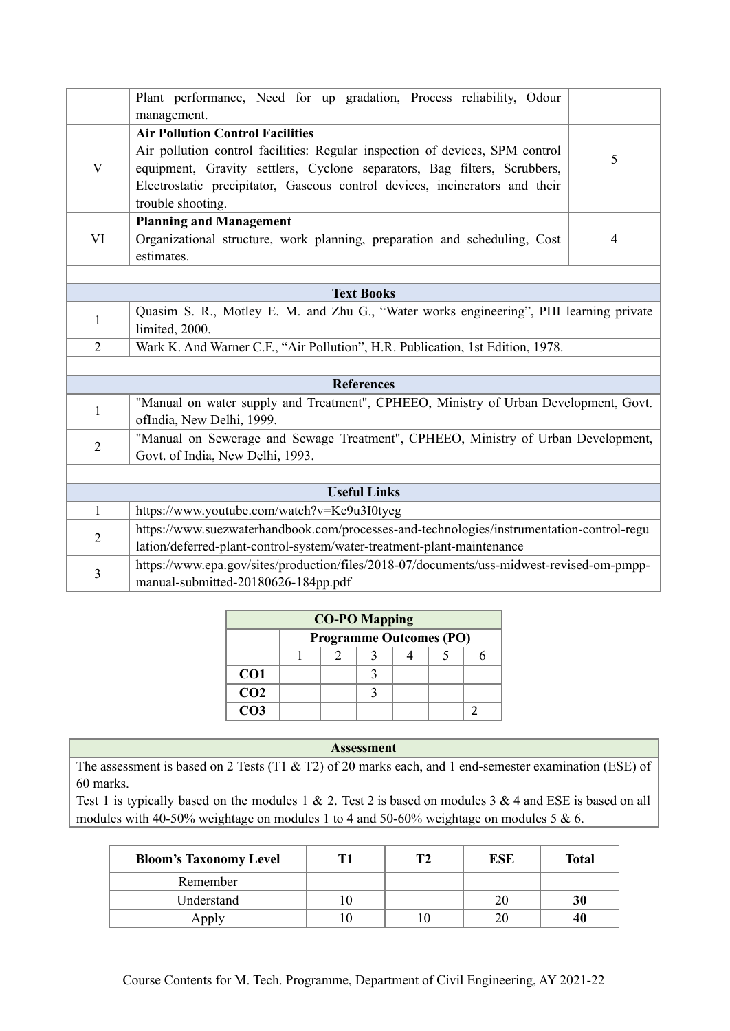|  |  |  |
|---|---|---|
|  | Plant performance, Need for up gradation, Process reliability, Odour management. |  |
| V | **Air Pollution Control Facilities**<br>Air pollution control facilities: Regular inspection of devices, SPM control equipment, Gravity settlers, Cyclone separators, Bag filters, Scrubbers, Electrostatic precipitator, Gaseous control devices, incinerators and their trouble shooting. | 5 |
| VI | **Planning and Management**<br>Organizational structure, work planning, preparation and scheduling, Cost estimates. | 4 |

| **Text Books** | |
|---|---|
| 1 | Quasim S. R., Motley E. M. and Zhu G., "Water works engineering", PHI learning private limited, 2000. |
| 2 | Wark K. And Warner C.F., "Air Pollution", H.R. Publication, 1st Edition, 1978. |

| **References** | |
|---|---|
| 1 | "Manual on water supply and Treatment", CPHEEO, Ministry of Urban Development, Govt. ofIndia, New Delhi, 1999. |
| 2 | "Manual on Sewerage and Sewage Treatment", CPHEEO, Ministry of Urban Development, Govt. of India, New Delhi, 1993. |

| **Useful Links** | |
|---|---|
| 1 | https://www.youtube.com/watch?v=Kc9u3I0tyeg |
| 2 | https://www.suezwaterhandbook.com/processes-and-technologies/instrumentation-control-regulation/deferred-plant-control-system/water-treatment-plant-maintenance |
| 3 | https://www.epa.gov/sites/production/files/2018-07/documents/uss-midwest-revised-om-pmpp-manual-submitted-20180626-184pp.pdf |

**CO-PO Mapping**

|  | **Programme Outcomes (PO)** | | | | | |
|---|---|---|---|---|---|---|
|  | 1 | 2 | 3 | 4 | 5 | 6 |
| **CO1** |  |  | 3 |  |  |  |
| **CO2** |  |  | 3 |  |  |  |
| **CO3** |  |  |  |  |  | 2 |

**Assessment**

The assessment is based on 2 Tests (T1 & T2) of 20 marks each, and 1 end-semester examination (ESE) of 60 marks.
Test 1 is typically based on the modules 1 & 2. Test 2 is based on modules 3 & 4 and ESE is based on all modules with 40-50% weightage on modules 1 to 4 and 50-60% weightage on modules 5 & 6.

| **Bloom's Taxonomy Level** | **T1** | **T2** | **ESE** | **Total** |
|---|---|---|---|---|
| Remember |  |  |  |  |
| Understand | 10 |  | 20 | **30** |
| Apply | 10 | 10 | 20 | **40** |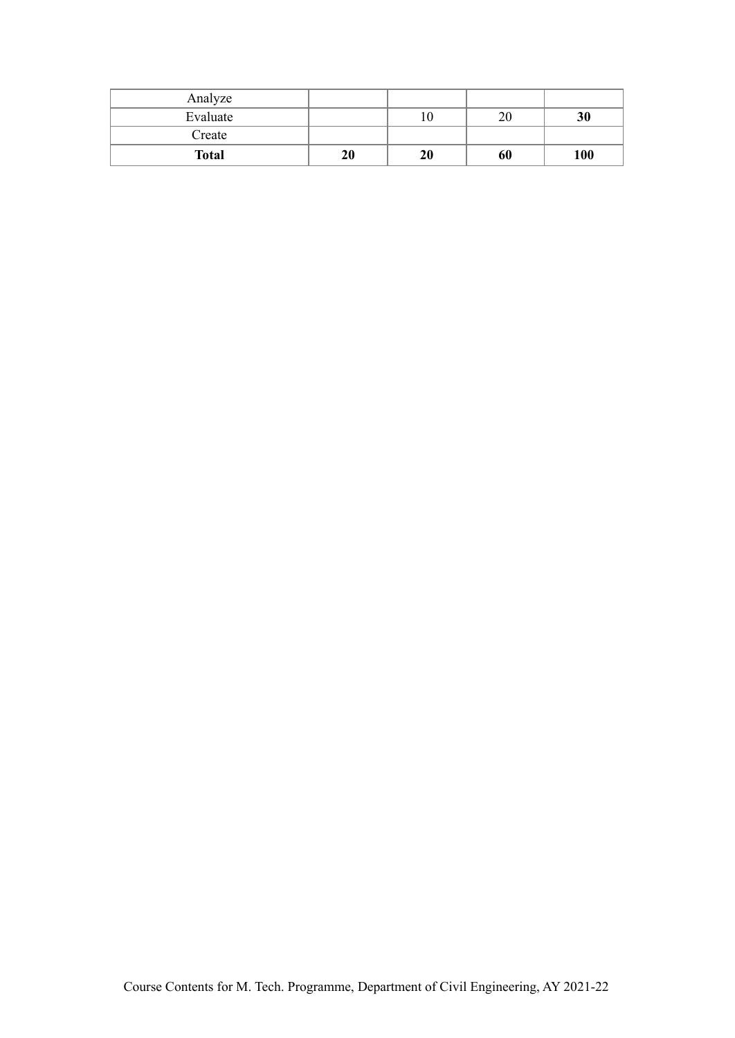| | | | | |
|---|---|---|---|---|
| Analyze | | | | |
| Evaluate | | 10 | 20 | **30** |
| Create | | | | |
| **Total** | **20** | **20** | **60** | **100** |

Course Contents for M. Tech. Programme, Department of Civil Engineering, AY 2021-22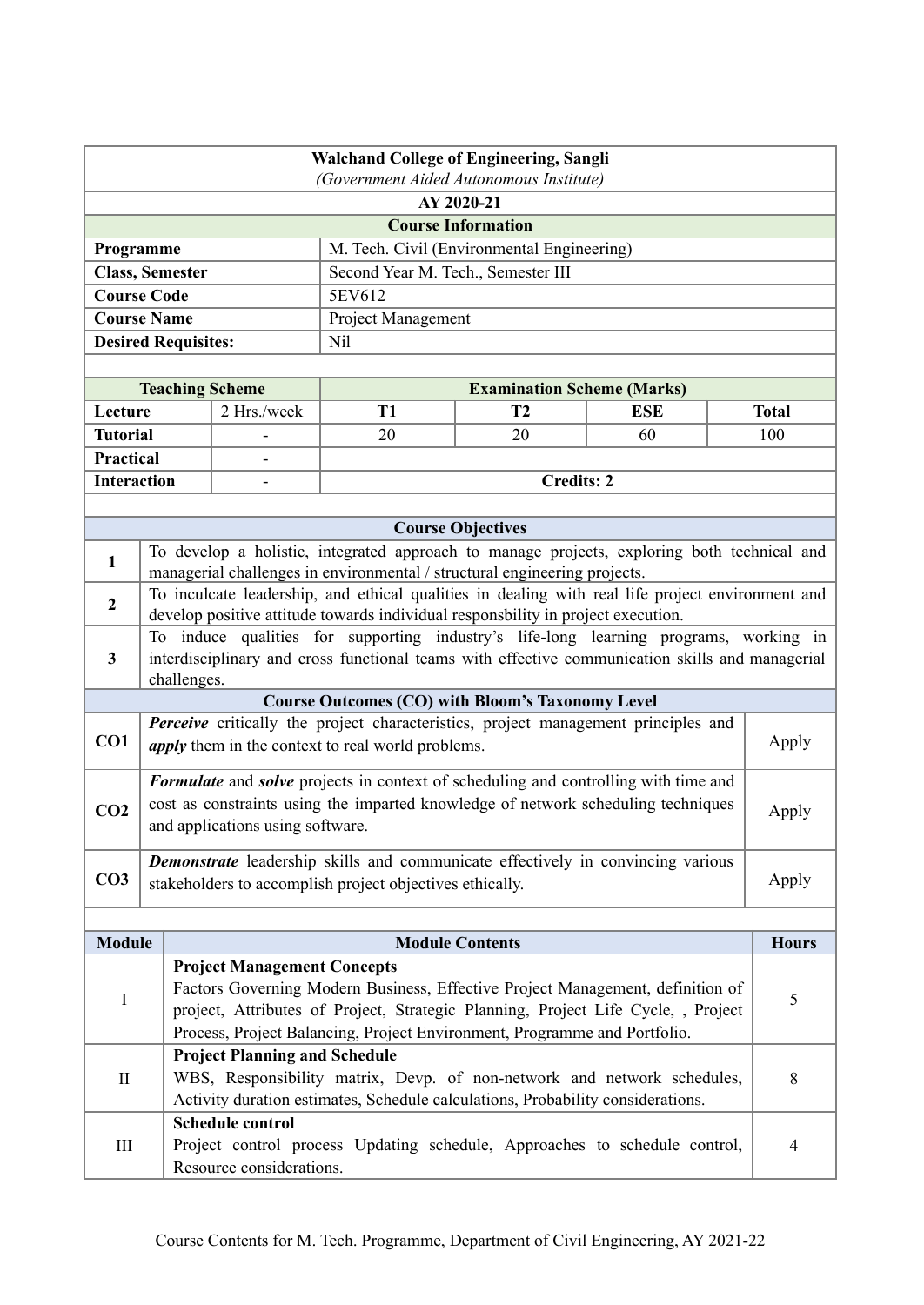**Walchand College of Engineering, Sangli**
*(Government Aided Autonomous Institute)*

**AY 2020-21**

| **Course Information** | |
|---|---|
| **Programme** | M. Tech. Civil (Environmental Engineering) |
| **Class, Semester** | Second Year M. Tech., Semester III |
| **Course Code** | 5EV612 |
| **Course Name** | Project Management |
| **Desired Requisites:** | Nil |

| **Teaching Scheme** | | **Examination Scheme (Marks)** | | | |
|---|---|---|---|---|---|
| **Lecture** | 2 Hrs./week | **T1** | **T2** | **ESE** | **Total** |
| **Tutorial** | - | 20 | 20 | 60 | 100 |
| **Practical** | - | | | | |
| **Interaction** | - | **Credits: 2** | | | |

| **Course Objectives** | |
|---|---|
| **1** | To develop a holistic, integrated approach to manage projects, exploring both technical and managerial challenges in environmental / structural engineering projects. |
| **2** | To inculcate leadership, and ethical qualities in dealing with real life project environment and develop positive attitude towards individual responsbility in project execution. |
| **3** | To induce qualities for supporting industry's life-long learning programs, working in interdisciplinary and cross functional teams with effective communication skills and managerial challenges. |

| **Course Outcomes (CO) with Bloom's Taxonomy Level** | | |
|---|---|---|
| **CO1** | ***Perceive*** critically the project characteristics, project management principles and ***apply*** them in the context to real world problems. | Apply |
| **CO2** | ***Formulate*** and ***solve*** projects in context of scheduling and controlling with time and cost as constraints using the imparted knowledge of network scheduling techniques and applications using software. | Apply |
| **CO3** | ***Demonstrate*** leadership skills and communicate effectively in convincing various stakeholders to accomplish project objectives ethically. | Apply |

| **Module** | **Module Contents** | **Hours** |
|---|---|---|
| I | **Project Management Concepts**<br>Factors Governing Modern Business, Effective Project Management, definition of project, Attributes of Project, Strategic Planning, Project Life Cycle, , Project Process, Project Balancing, Project Environment, Programme and Portfolio. | 5 |
| II | **Project Planning and Schedule**<br>WBS, Responsibility matrix, Devp. of non-network and network schedules, Activity duration estimates, Schedule calculations, Probability considerations. | 8 |
| III | **Schedule control**<br>Project control process Updating schedule, Approaches to schedule control, Resource considerations. | 4 |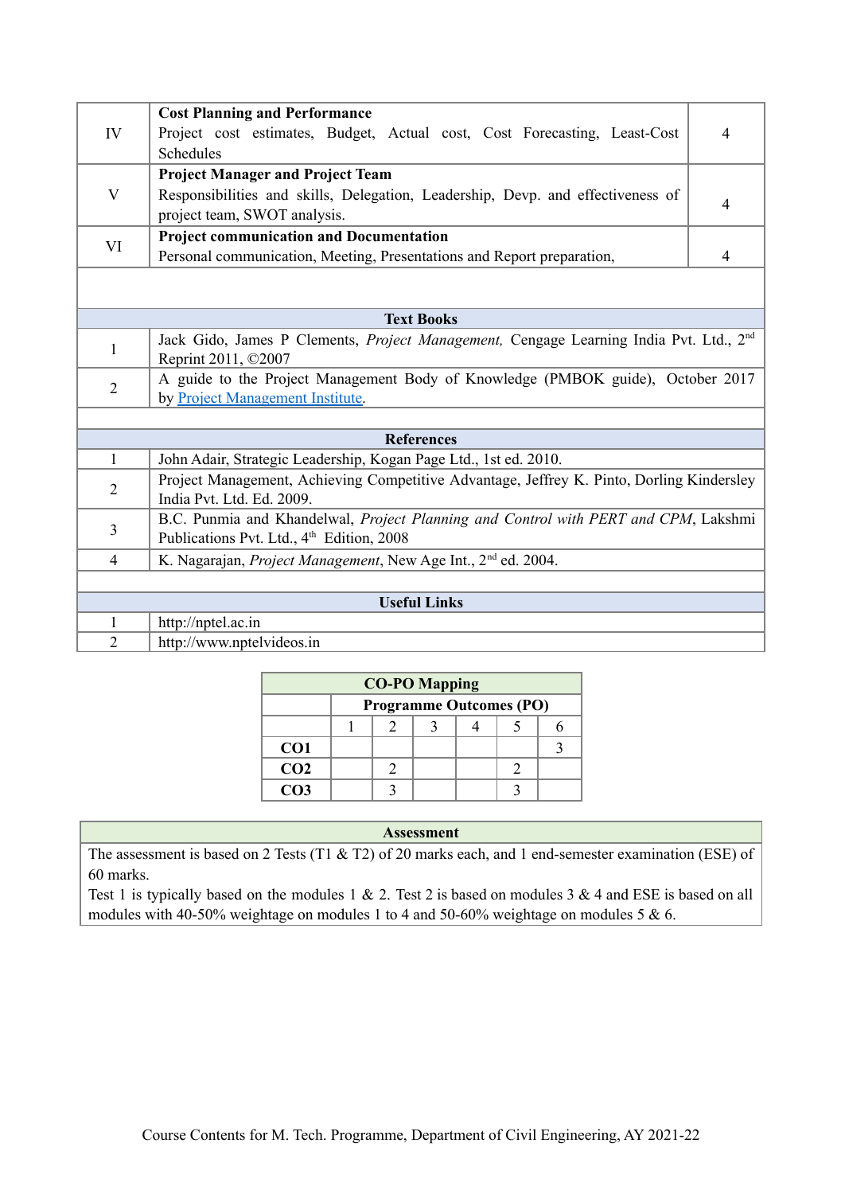| | | |
|---|---|---|
| IV | **Cost Planning and Performance**<br>Project cost estimates, Budget, Actual cost, Cost Forecasting, Least-Cost Schedules | 4 |
| V | **Project Manager and Project Team**<br>Responsibilities and skills, Delegation, Leadership, Devp. and effectiveness of project team, SWOT analysis. | 4 |
| VI | **Project communication and Documentation**<br>Personal communication, Meeting, Presentations and Report preparation, | 4 |

| **Text Books** | |
|---|---|
| 1 | Jack Gido, James P Clements, *Project Management,* Cengage Learning India Pvt. Ltd., 2nd Reprint 2011, ©2007 |
| 2 | A guide to the Project Management Body of Knowledge (PMBOK guide), October 2017 by Project Management Institute. |

| **References** | |
|---|---|
| 1 | John Adair, Strategic Leadership, Kogan Page Ltd., 1st ed. 2010. |
| 2 | Project Management, Achieving Competitive Advantage, Jeffrey K. Pinto, Dorling Kindersley India Pvt. Ltd. Ed. 2009. |
| 3 | B.C. Punmia and Khandelwal, *Project Planning and Control with PERT and CPM*, Lakshmi Publications Pvt. Ltd., 4th Edition, 2008 |
| 4 | K. Nagarajan, *Project Management*, New Age Int., 2nd ed. 2004. |

| **Useful Links** | |
|---|---|
| 1 | http://nptel.ac.in |
| 2 | http://www.nptelvideos.in |

**CO-PO Mapping**

| | Programme Outcomes (PO) | | | | | |
|---|---|---|---|---|---|---|
| | 1 | 2 | 3 | 4 | 5 | 6 |
| **CO1** | | | | | | 3 |
| **CO2** | | 2 | | | 2 | |
| **CO3** | | 3 | | | 3 | |

**Assessment**

The assessment is based on 2 Tests (T1 & T2) of 20 marks each, and 1 end-semester examination (ESE) of 60 marks.

Test 1 is typically based on the modules 1 & 2. Test 2 is based on modules 3 & 4 and ESE is based on all modules with 40-50% weightage on modules 1 to 4 and 50-60% weightage on modules 5 & 6.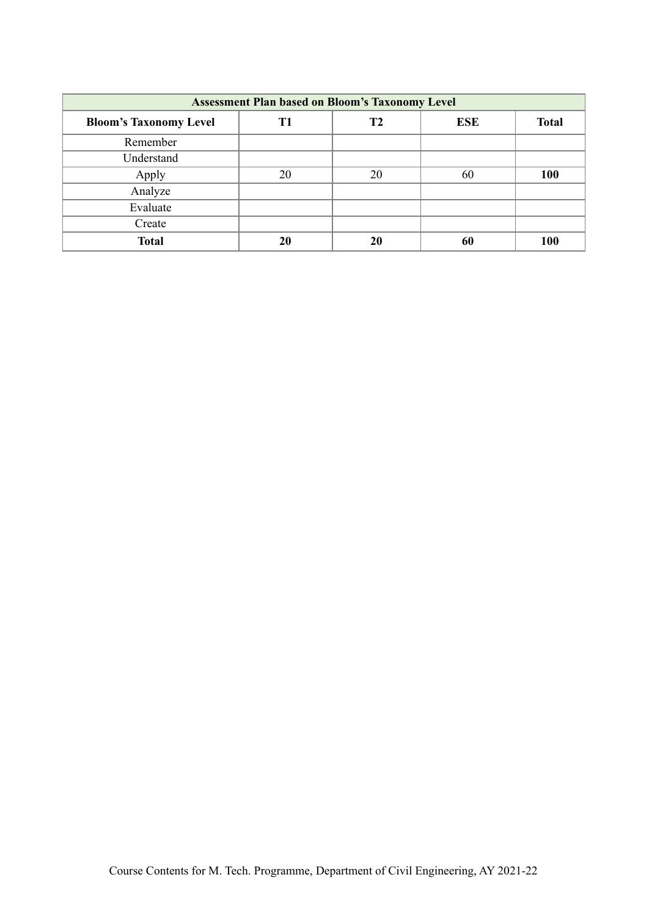| Assessment Plan based on Bloom's Taxonomy Level | | | | |
|---|---|---|---|---|
| **Bloom's Taxonomy Level** | **T1** | **T2** | **ESE** | **Total** |
| Remember | | | | |
| Understand | | | | |
| Apply | 20 | 20 | 60 | **100** |
| Analyze | | | | |
| Evaluate | | | | |
| Create | | | | |
| **Total** | **20** | **20** | **60** | **100** |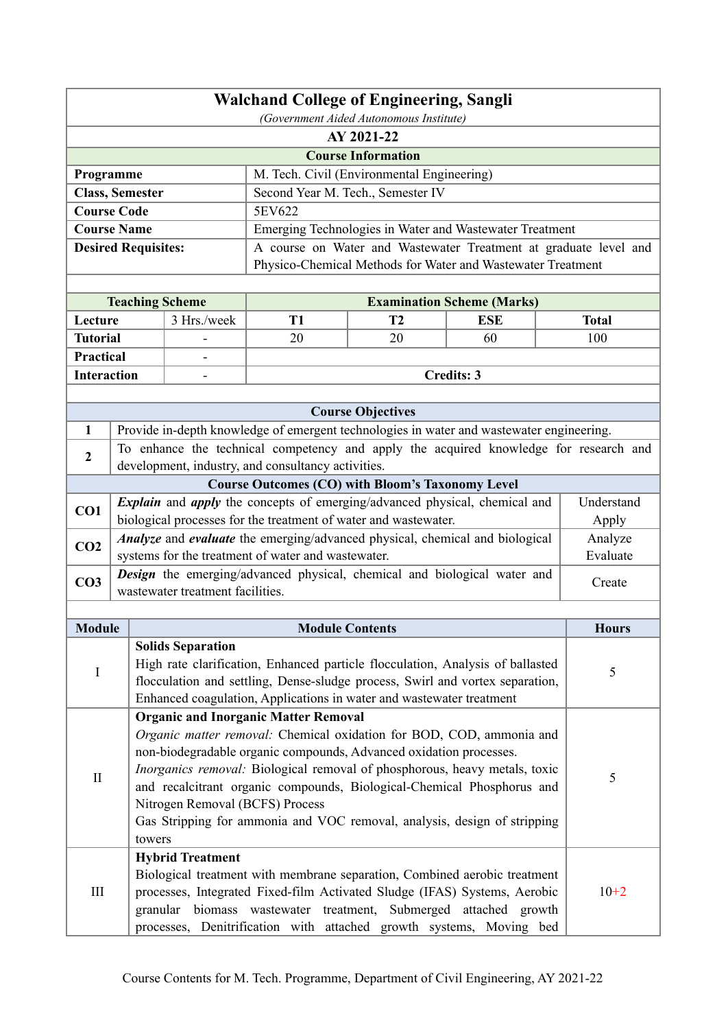# Walchand College of Engineering, Sangli

*(Government Aided Autonomous Institute)*

**AY 2021-22**

| **Course Information** | |
|---|---|
| **Programme** | M. Tech. Civil (Environmental Engineering) |
| **Class, Semester** | Second Year M. Tech., Semester IV |
| **Course Code** | 5EV622 |
| **Course Name** | Emerging Technologies in Water and Wastewater Treatment |
| **Desired Requisites:** | A course on Water and Wastewater Treatment at graduate level and Physico-Chemical Methods for Water and Wastewater Treatment |

| **Teaching Scheme** | | **Examination Scheme (Marks)** | | | |
|---|---|---|---|---|---|
| **Lecture** | 3 Hrs./week | **T1** | **T2** | **ESE** | **Total** |
| **Tutorial** | - | 20 | 20 | 60 | 100 |
| **Practical** | - | | | | |
| **Interaction** | - | **Credits: 3** | | | |

| **Course Objectives** | |
|---|---|
| 1 | Provide in-depth knowledge of emergent technologies in water and wastewater engineering. |
| 2 | To enhance the technical competency and apply the acquired knowledge for research and development, industry, and consultancy activities. |

| **Course Outcomes (CO) with Bloom's Taxonomy Level** | | |
|---|---|---|
| **CO1** | ***Explain*** and ***apply*** the concepts of emerging/advanced physical, chemical and biological processes for the treatment of water and wastewater. | Understand Apply |
| **CO2** | ***Analyze*** and ***evaluate*** the emerging/advanced physical, chemical and biological systems for the treatment of water and wastewater. | Analyze Evaluate |
| **CO3** | ***Design*** the emerging/advanced physical, chemical and biological water and wastewater treatment facilities. | Create |

| **Module** | **Module Contents** | **Hours** |
|---|---|---|
| I | **Solids Separation**<br>High rate clarification, Enhanced particle flocculation, Analysis of ballasted flocculation and settling, Dense-sludge process, Swirl and vortex separation, Enhanced coagulation, Applications in water and wastewater treatment | 5 |
| II | **Organic and Inorganic Matter Removal**<br>*Organic matter removal:* Chemical oxidation for BOD, COD, ammonia and non-biodegradable organic compounds, Advanced oxidation processes.<br>*Inorganics removal:* Biological removal of phosphorous, heavy metals, toxic and recalcitrant organic compounds, Biological-Chemical Phosphorus and Nitrogen Removal (BCFS) Process<br>Gas Stripping for ammonia and VOC removal, analysis, design of stripping towers | 5 |
| III | **Hybrid Treatment**<br>Biological treatment with membrane separation, Combined aerobic treatment processes, Integrated Fixed-film Activated Sludge (IFAS) Systems, Aerobic granular biomass wastewater treatment, Submerged attached growth processes, Denitrification with attached growth systems, Moving bed | 10+2 |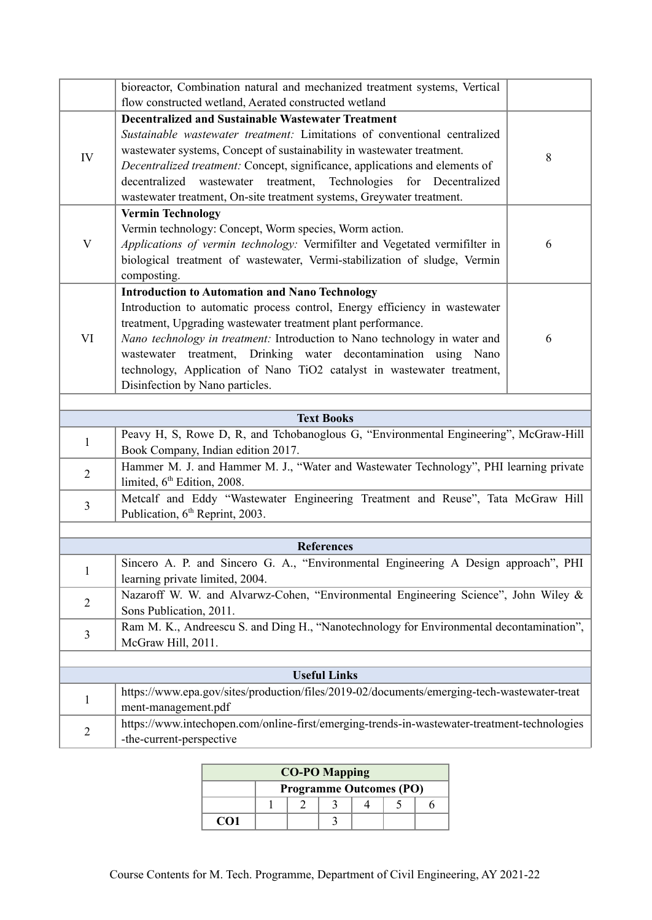| | | |
|---|---|---|
| | bioreactor, Combination natural and mechanized treatment systems, Vertical flow constructed wetland, Aerated constructed wetland | |
| IV | **Decentralized and Sustainable Wastewater Treatment**<br>*Sustainable wastewater treatment:* Limitations of conventional centralized wastewater systems, Concept of sustainability in wastewater treatment.<br>*Decentralized treatment:* Concept, significance, applications and elements of decentralized wastewater treatment, Technologies for Decentralized wastewater treatment, On-site treatment systems, Greywater treatment. | 8 |
| V | **Vermin Technology**<br>Vermin technology: Concept, Worm species, Worm action.<br>*Applications of vermin technology:* Vermifilter and Vegetated vermifilter in biological treatment of wastewater, Vermi-stabilization of sludge, Vermin composting. | 6 |
| VI | **Introduction to Automation and Nano Technology**<br>Introduction to automatic process control, Energy efficiency in wastewater treatment, Upgrading wastewater treatment plant performance.<br>*Nano technology in treatment:* Introduction to Nano technology in water and wastewater treatment, Drinking water decontamination using Nano technology, Application of Nano TiO2 catalyst in wastewater treatment, Disinfection by Nano particles. | 6 |

| Text Books | |
|---|---|
| 1 | Peavy H, S, Rowe D, R, and Tchobanoglous G, "Environmental Engineering", McGraw-Hill Book Company, Indian edition 2017. |
| 2 | Hammer M. J. and Hammer M. J., "Water and Wastewater Technology", PHI learning private limited, 6th Edition, 2008. |
| 3 | Metcalf and Eddy "Wastewater Engineering Treatment and Reuse", Tata McGraw Hill Publication, 6th Reprint, 2003. |

| References | |
|---|---|
| 1 | Sincero A. P. and Sincero G. A., "Environmental Engineering A Design approach", PHI learning private limited, 2004. |
| 2 | Nazaroff W. W. and Alvarwz-Cohen, "Environmental Engineering Science", John Wiley & Sons Publication, 2011. |
| 3 | Ram M. K., Andreescu S. and Ding H., "Nanotechnology for Environmental decontamination", McGraw Hill, 2011. |

| Useful Links | |
|---|---|
| 1 | https://www.epa.gov/sites/production/files/2019-02/documents/emerging-tech-wastewater-treatment-management.pdf |
| 2 | https://www.intechopen.com/online-first/emerging-trends-in-wastewater-treatment-technologies-the-current-perspective |

| CO-PO Mapping | | | | | | |
|---|---|---|---|---|---|---|
| | Programme Outcomes (PO) | | | | | |
| | 1 | 2 | 3 | 4 | 5 | 6 |
| **CO1** | | | 3 | | | |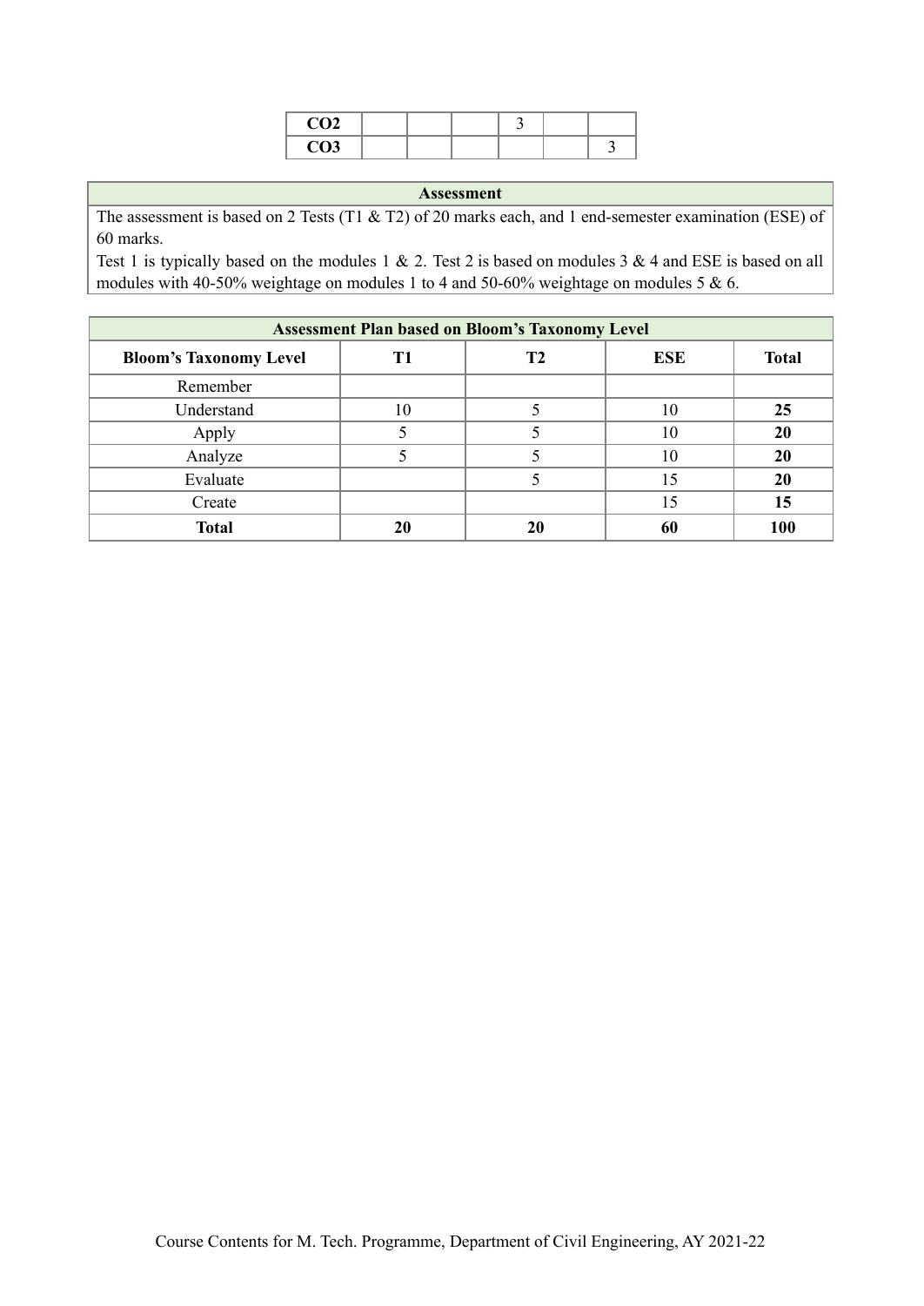| | | | | | | |
|---|---|---|---|---|---|---|
| **CO2** | | | | 3 | | |
| **CO3** | | | | | | 3 |

| Assessment |
|---|
| The assessment is based on 2 Tests (T1 & T2) of 20 marks each, and 1 end-semester examination (ESE) of 60 marks.<br>Test 1 is typically based on the modules 1 & 2. Test 2 is based on modules 3 & 4 and ESE is based on all modules with 40-50% weightage on modules 1 to 4 and 50-60% weightage on modules 5 & 6. |

| Assessment Plan based on Bloom's Taxonomy Level | | | | |
|---|---|---|---|---|
| **Bloom's Taxonomy Level** | **T1** | **T2** | **ESE** | **Total** |
| Remember | | | | |
| Understand | 10 | 5 | 10 | **25** |
| Apply | 5 | 5 | 10 | **20** |
| Analyze | 5 | 5 | 10 | **20** |
| Evaluate | | 5 | 15 | **20** |
| Create | | | 15 | **15** |
| **Total** | **20** | **20** | **60** | **100** |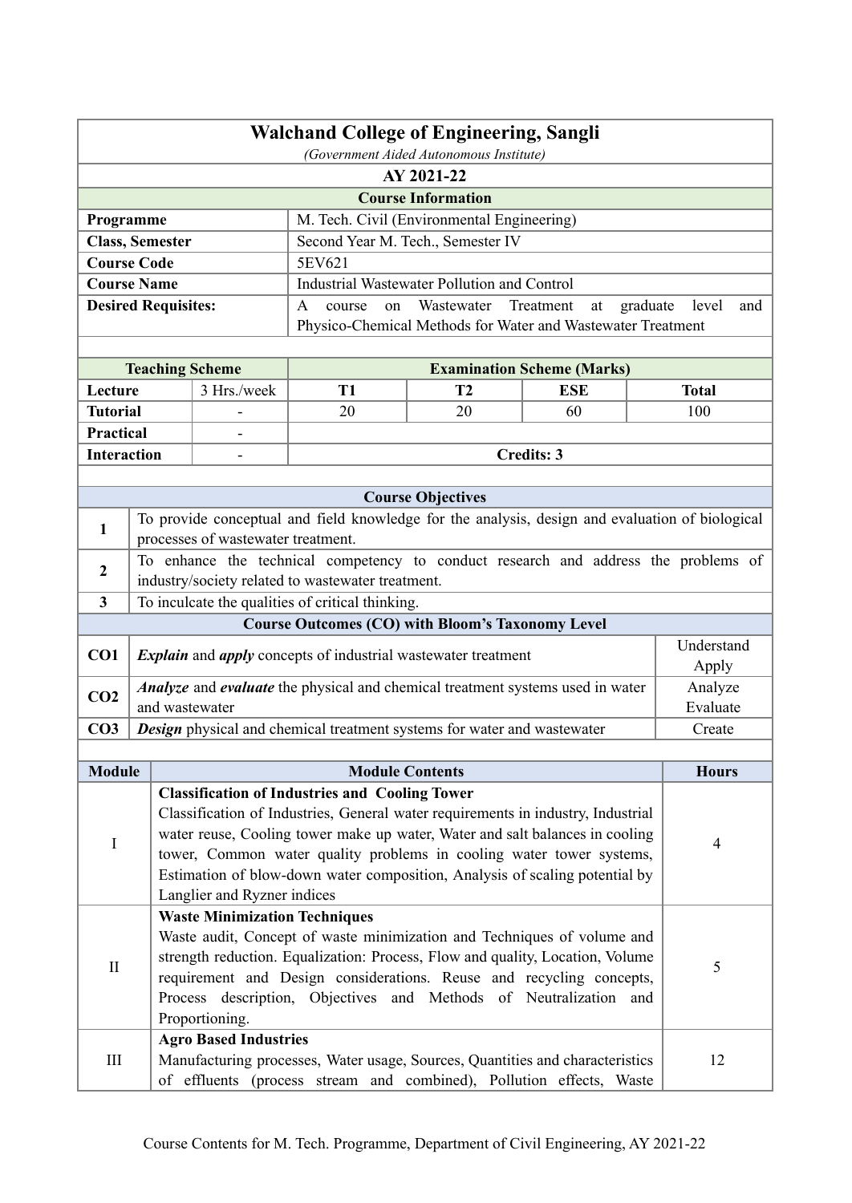# Walchand College of Engineering, Sangli

*(Government Aided Autonomous Institute)*

**AY 2021-22**

## Course Information

| | |
|---|---|
| **Programme** | M. Tech. Civil (Environmental Engineering) |
| **Class, Semester** | Second Year M. Tech., Semester IV |
| **Course Code** | 5EV621 |
| **Course Name** | Industrial Wastewater Pollution and Control |
| **Desired Requisites:** | A course on Wastewater Treatment at graduate level and Physico-Chemical Methods for Water and Wastewater Treatment |

| **Teaching Scheme** | | **Examination Scheme (Marks)** | | | |
|---|---|---|---|---|---|
| **Lecture** | 3 Hrs./week | **T1** | **T2** | **ESE** | **Total** |
| **Tutorial** | - | 20 | 20 | 60 | 100 |
| **Practical** | - | | | | |
| **Interaction** | - | **Credits: 3** | | | |

## Course Objectives

| | |
|---|---|
| **1** | To provide conceptual and field knowledge for the analysis, design and evaluation of biological processes of wastewater treatment. |
| **2** | To enhance the technical competency to conduct research and address the problems of industry/society related to wastewater treatment. |
| **3** | To inculcate the qualities of critical thinking. |

## Course Outcomes (CO) with Bloom's Taxonomy Level

| | | |
|---|---|---|
| **CO1** | ***Explain*** and ***apply*** concepts of industrial wastewater treatment | Understand Apply |
| **CO2** | ***Analyze*** and ***evaluate*** the physical and chemical treatment systems used in water and wastewater | Analyze Evaluate |
| **CO3** | ***Design*** physical and chemical treatment systems for water and wastewater | Create |

| Module | Module Contents | Hours |
|---|---|---|
| I | **Classification of Industries and Cooling Tower** Classification of Industries, General water requirements in industry, Industrial water reuse, Cooling tower make up water, Water and salt balances in cooling tower, Common water quality problems in cooling water tower systems, Estimation of blow-down water composition, Analysis of scaling potential by Langlier and Ryzner indices | 4 |
| II | **Waste Minimization Techniques** Waste audit, Concept of waste minimization and Techniques of volume and strength reduction. Equalization: Process, Flow and quality, Location, Volume requirement and Design considerations. Reuse and recycling concepts, Process description, Objectives and Methods of Neutralization and Proportioning. | 5 |
| III | **Agro Based Industries** Manufacturing processes, Water usage, Sources, Quantities and characteristics of effluents (process stream and combined), Pollution effects, Waste | 12 |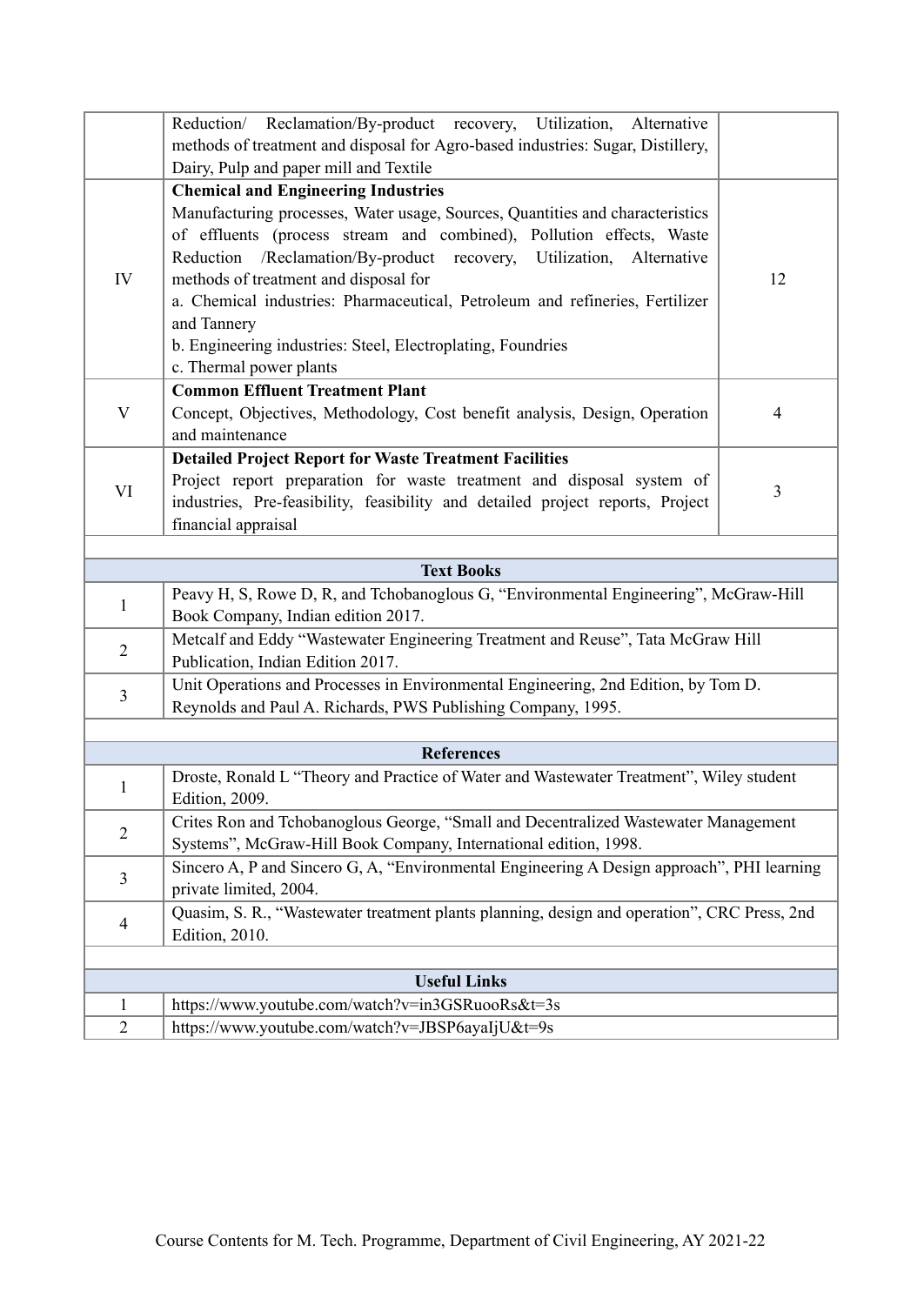| | | |
|---|---|---|
| | Reduction/ Reclamation/By-product recovery, Utilization, Alternative methods of treatment and disposal for Agro-based industries: Sugar, Distillery, Dairy, Pulp and paper mill and Textile | |
| IV | **Chemical and Engineering Industries**<br>Manufacturing processes, Water usage, Sources, Quantities and characteristics of effluents (process stream and combined), Pollution effects, Waste Reduction /Reclamation/By-product recovery, Utilization, Alternative methods of treatment and disposal for<br>a. Chemical industries: Pharmaceutical, Petroleum and refineries, Fertilizer and Tannery<br>b. Engineering industries: Steel, Electroplating, Foundries<br>c. Thermal power plants | 12 |
| V | **Common Effluent Treatment Plant**<br>Concept, Objectives, Methodology, Cost benefit analysis, Design, Operation and maintenance | 4 |
| VI | **Detailed Project Report for Waste Treatment Facilities**<br>Project report preparation for waste treatment and disposal system of industries, Pre-feasibility, feasibility and detailed project reports, Project financial appraisal | 3 |

| | **Text Books** |
|---|---|
| 1 | Peavy H, S, Rowe D, R, and Tchobanoglous G, "Environmental Engineering", McGraw-Hill Book Company, Indian edition 2017. |
| 2 | Metcalf and Eddy "Wastewater Engineering Treatment and Reuse", Tata McGraw Hill Publication, Indian Edition 2017. |
| 3 | Unit Operations and Processes in Environmental Engineering, 2nd Edition, by Tom D. Reynolds and Paul A. Richards, PWS Publishing Company, 1995. |

| | **References** |
|---|---|
| 1 | Droste, Ronald L "Theory and Practice of Water and Wastewater Treatment", Wiley student Edition, 2009. |
| 2 | Crites Ron and Tchobanoglous George, "Small and Decentralized Wastewater Management Systems", McGraw-Hill Book Company, International edition, 1998. |
| 3 | Sincero A, P and Sincero G, A, "Environmental Engineering A Design approach", PHI learning private limited, 2004. |
| 4 | Quasim, S. R., "Wastewater treatment plants planning, design and operation", CRC Press, 2nd Edition, 2010. |

| | **Useful Links** |
|---|---|
| 1 | https://www.youtube.com/watch?v=in3GSRuooRs&t=3s |
| 2 | https://www.youtube.com/watch?v=JBSP6ayaIjU&t=9s |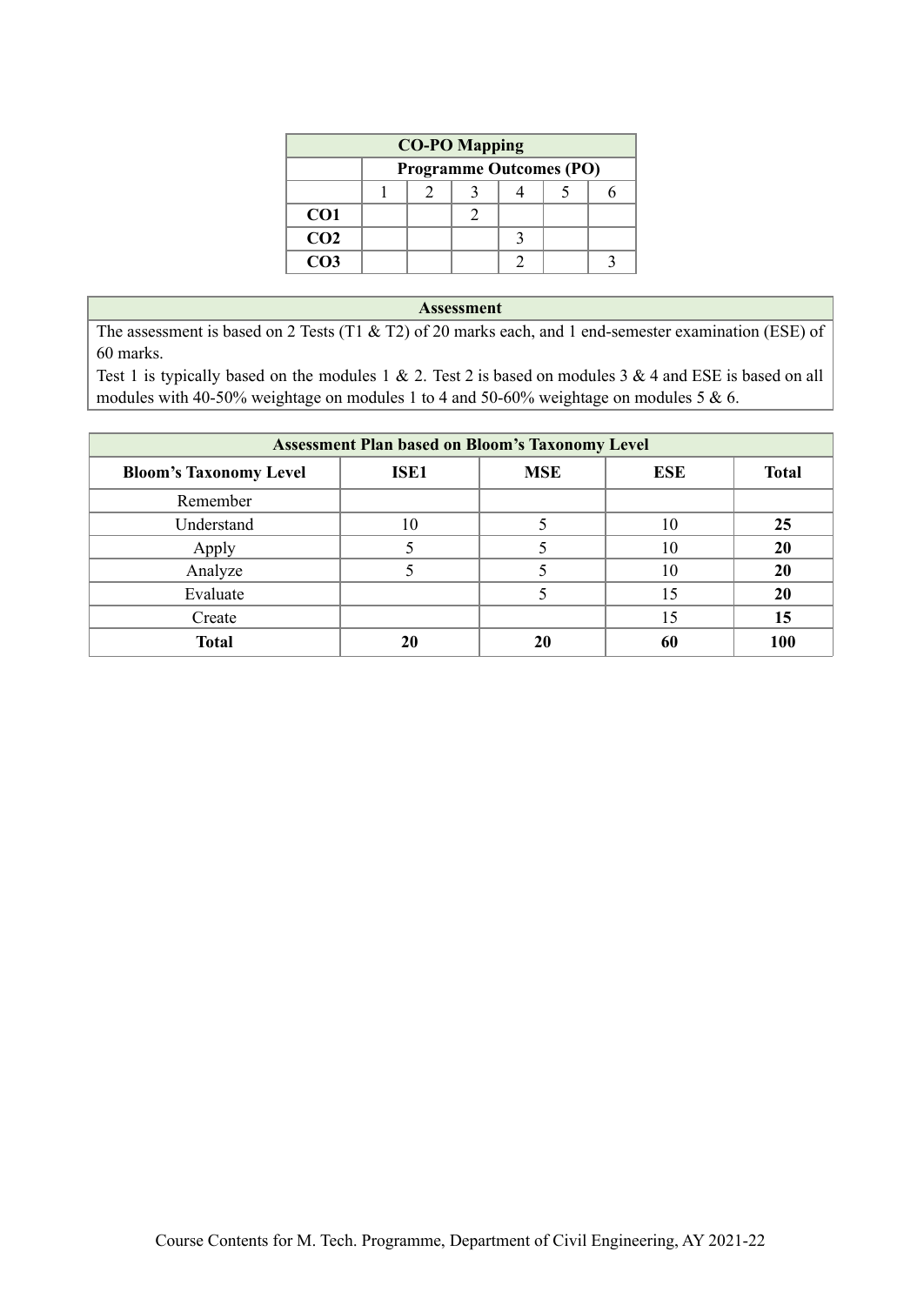| CO-PO Mapping | | | | | | |
|---|---|---|---|---|---|---|
| | Programme Outcomes (PO) | | | | | |
| | 1 | 2 | 3 | 4 | 5 | 6 |
| **CO1** | | | 2 | | | |
| **CO2** | | | | 3 | | |
| **CO3** | | | | 2 | | 3 |

| Assessment |
|---|
| The assessment is based on 2 Tests (T1 & T2) of 20 marks each, and 1 end-semester examination (ESE) of 60 marks.<br>Test 1 is typically based on the modules 1 & 2. Test 2 is based on modules 3 & 4 and ESE is based on all modules with 40-50% weightage on modules 1 to 4 and 50-60% weightage on modules 5 & 6. |

| Assessment Plan based on Bloom's Taxonomy Level | | | | |
|---|---|---|---|---|
| **Bloom's Taxonomy Level** | **ISE1** | **MSE** | **ESE** | **Total** |
| Remember | | | | |
| Understand | 10 | 5 | 10 | **25** |
| Apply | 5 | 5 | 10 | **20** |
| Analyze | 5 | 5 | 10 | **20** |
| Evaluate | | 5 | 15 | **20** |
| Create | | | 15 | **15** |
| **Total** | **20** | **20** | **60** | **100** |